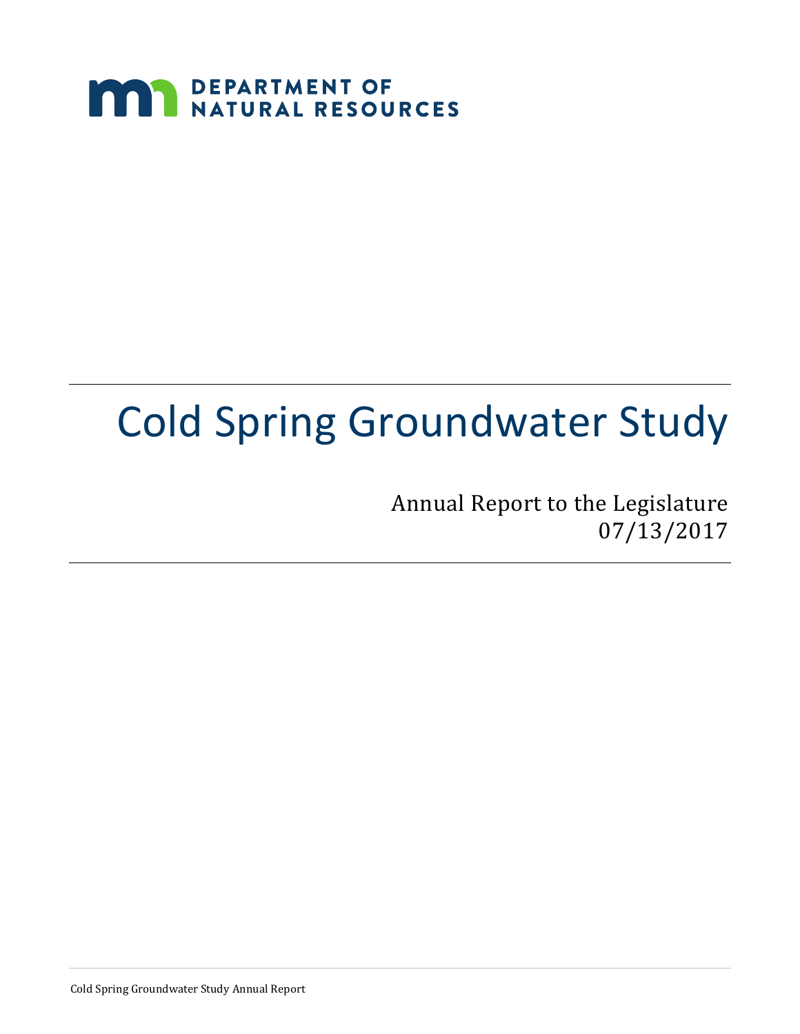DEPARTMENT OF NATURAL RESOURCES

# Cold Spring Groundwater Study

Annual Report to the Legislature
07/13/2017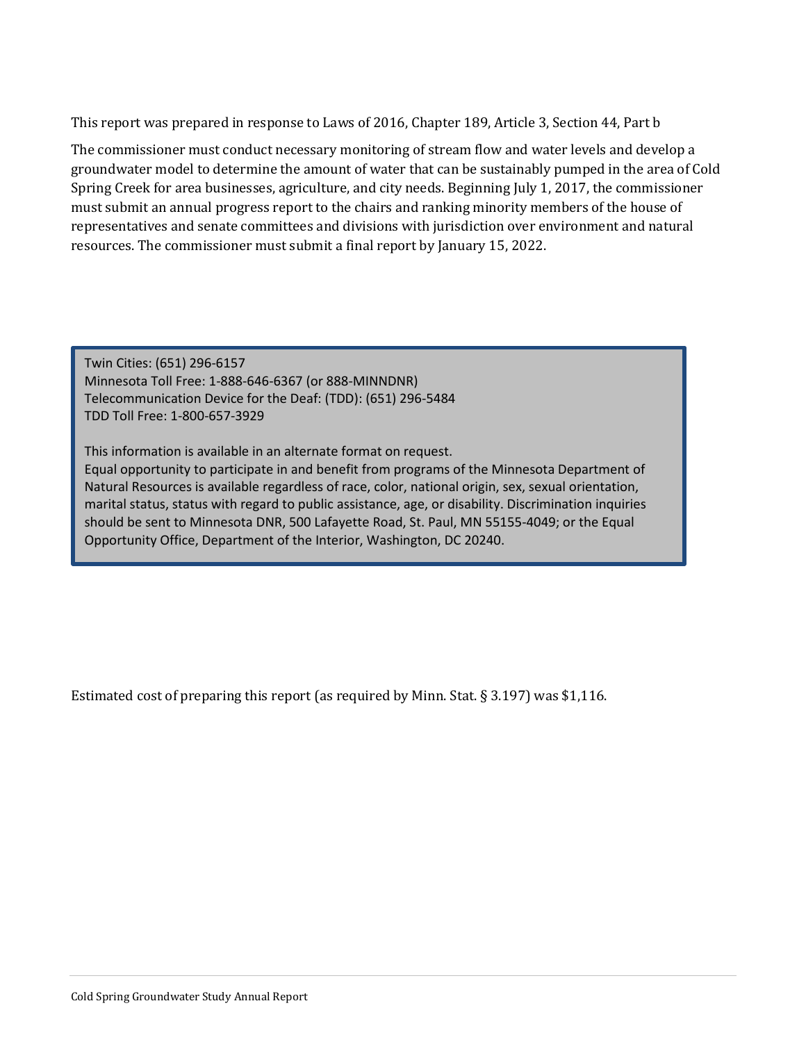This report was prepared in response to Laws of 2016, Chapter 189, Article 3, Section 44, Part b

The commissioner must conduct necessary monitoring of stream flow and water levels and develop a groundwater model to determine the amount of water that can be sustainably pumped in the area of Cold Spring Creek for area businesses, agriculture, and city needs. Beginning July 1, 2017, the commissioner must submit an annual progress report to the chairs and ranking minority members of the house of representatives and senate committees and divisions with jurisdiction over environment and natural resources. The commissioner must submit a final report by January 15, 2022.

Twin Cities: (651) 296-6157
Minnesota Toll Free: 1-888-646-6367 (or 888-MINNDNR)
Telecommunication Device for the Deaf: (TDD): (651) 296-5484
TDD Toll Free: 1-800-657-3929

This information is available in an alternate format on request.
Equal opportunity to participate in and benefit from programs of the Minnesota Department of Natural Resources is available regardless of race, color, national origin, sex, sexual orientation, marital status, status with regard to public assistance, age, or disability. Discrimination inquiries should be sent to Minnesota DNR, 500 Lafayette Road, St. Paul, MN 55155-4049; or the Equal Opportunity Office, Department of the Interior, Washington, DC 20240.

Estimated cost of preparing this report (as required by Minn. Stat. § 3.197) was $1,116.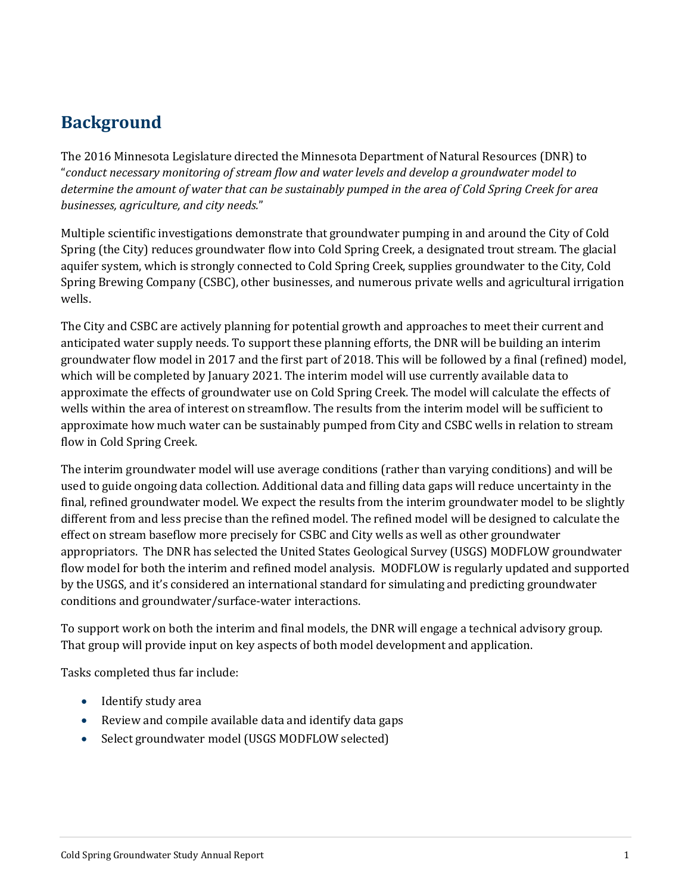## Background

The 2016 Minnesota Legislature directed the Minnesota Department of Natural Resources (DNR) to "*conduct necessary monitoring of stream flow and water levels and develop a groundwater model to determine the amount of water that can be sustainably pumped in the area of Cold Spring Creek for area businesses, agriculture, and city needs.*"

Multiple scientific investigations demonstrate that groundwater pumping in and around the City of Cold Spring (the City) reduces groundwater flow into Cold Spring Creek, a designated trout stream. The glacial aquifer system, which is strongly connected to Cold Spring Creek, supplies groundwater to the City, Cold Spring Brewing Company (CSBC), other businesses, and numerous private wells and agricultural irrigation wells.

The City and CSBC are actively planning for potential growth and approaches to meet their current and anticipated water supply needs. To support these planning efforts, the DNR will be building an interim groundwater flow model in 2017 and the first part of 2018. This will be followed by a final (refined) model, which will be completed by January 2021. The interim model will use currently available data to approximate the effects of groundwater use on Cold Spring Creek. The model will calculate the effects of wells within the area of interest on streamflow. The results from the interim model will be sufficient to approximate how much water can be sustainably pumped from City and CSBC wells in relation to stream flow in Cold Spring Creek.

The interim groundwater model will use average conditions (rather than varying conditions) and will be used to guide ongoing data collection. Additional data and filling data gaps will reduce uncertainty in the final, refined groundwater model. We expect the results from the interim groundwater model to be slightly different from and less precise than the refined model. The refined model will be designed to calculate the effect on stream baseflow more precisely for CSBC and City wells as well as other groundwater appropriators. The DNR has selected the United States Geological Survey (USGS) MODFLOW groundwater flow model for both the interim and refined model analysis. MODFLOW is regularly updated and supported by the USGS, and it's considered an international standard for simulating and predicting groundwater conditions and groundwater/surface-water interactions.

To support work on both the interim and final models, the DNR will engage a technical advisory group. That group will provide input on key aspects of both model development and application.

Tasks completed thus far include:

- Identify study area
- Review and compile available data and identify data gaps
- Select groundwater model (USGS MODFLOW selected)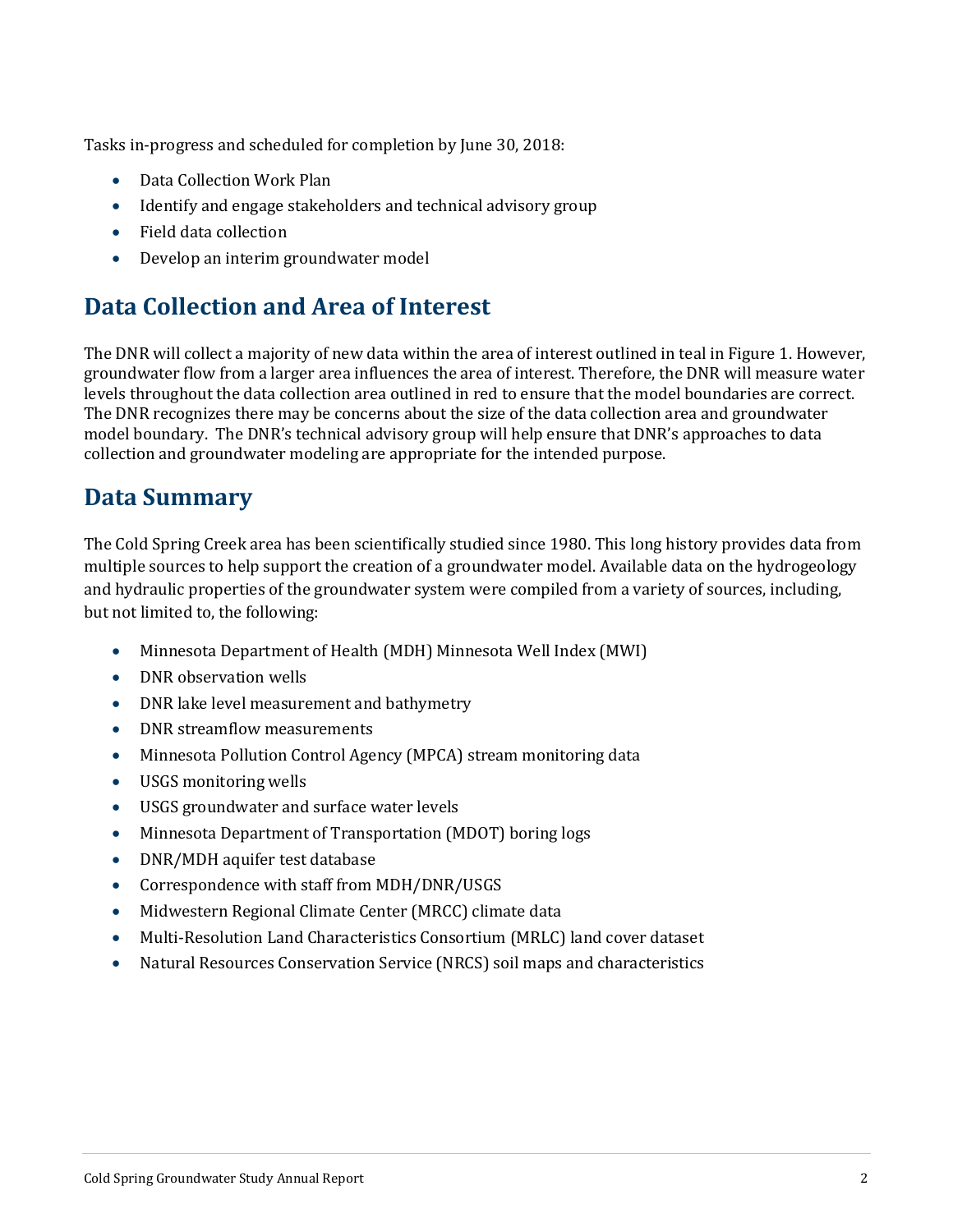Tasks in-progress and scheduled for completion by June 30, 2018:

- Data Collection Work Plan
- Identify and engage stakeholders and technical advisory group
- Field data collection
- Develop an interim groundwater model

## Data Collection and Area of Interest

The DNR will collect a majority of new data within the area of interest outlined in teal in Figure 1. However, groundwater flow from a larger area influences the area of interest. Therefore, the DNR will measure water levels throughout the data collection area outlined in red to ensure that the model boundaries are correct. The DNR recognizes there may be concerns about the size of the data collection area and groundwater model boundary. The DNR's technical advisory group will help ensure that DNR's approaches to data collection and groundwater modeling are appropriate for the intended purpose.

## Data Summary

The Cold Spring Creek area has been scientifically studied since 1980. This long history provides data from multiple sources to help support the creation of a groundwater model. Available data on the hydrogeology and hydraulic properties of the groundwater system were compiled from a variety of sources, including, but not limited to, the following:

- Minnesota Department of Health (MDH) Minnesota Well Index (MWI)
- DNR observation wells
- DNR lake level measurement and bathymetry
- DNR streamflow measurements
- Minnesota Pollution Control Agency (MPCA) stream monitoring data
- USGS monitoring wells
- USGS groundwater and surface water levels
- Minnesota Department of Transportation (MDOT) boring logs
- DNR/MDH aquifer test database
- Correspondence with staff from MDH/DNR/USGS
- Midwestern Regional Climate Center (MRCC) climate data
- Multi-Resolution Land Characteristics Consortium (MRLC) land cover dataset
- Natural Resources Conservation Service (NRCS) soil maps and characteristics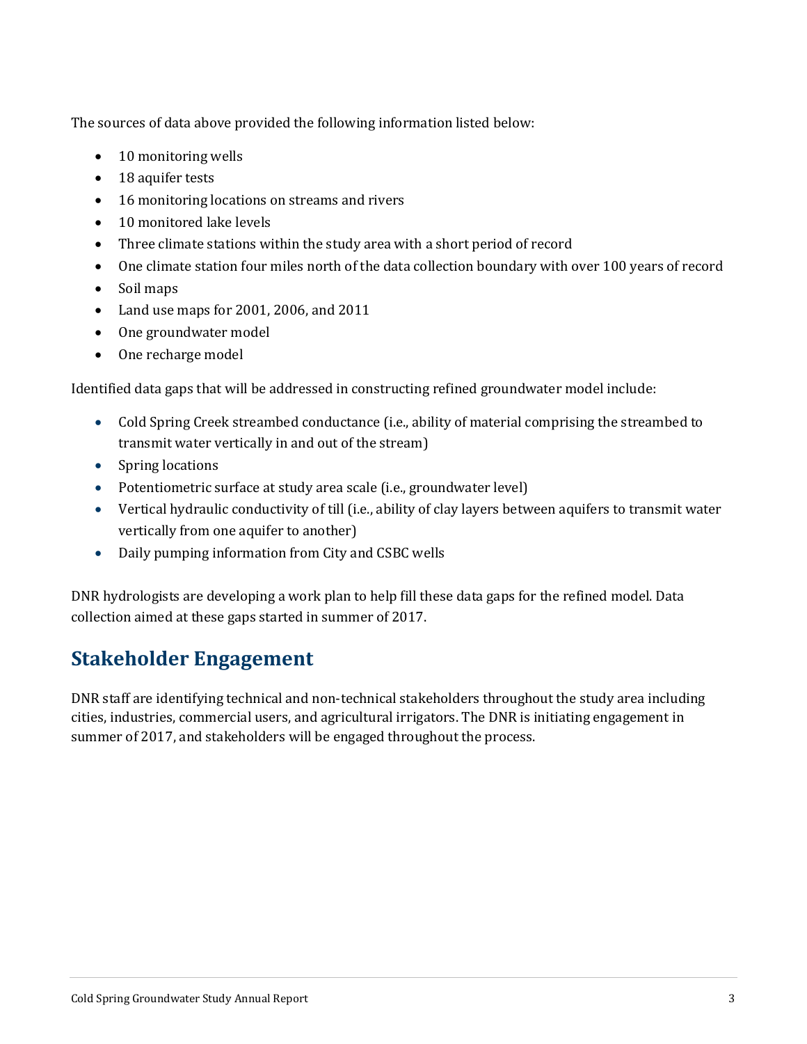The sources of data above provided the following information listed below:

- 10 monitoring wells
- 18 aquifer tests
- 16 monitoring locations on streams and rivers
- 10 monitored lake levels
- Three climate stations within the study area with a short period of record
- One climate station four miles north of the data collection boundary with over 100 years of record
- Soil maps
- Land use maps for 2001, 2006, and 2011
- One groundwater model
- One recharge model

Identified data gaps that will be addressed in constructing refined groundwater model include:

- Cold Spring Creek streambed conductance (i.e., ability of material comprising the streambed to transmit water vertically in and out of the stream)
- Spring locations
- Potentiometric surface at study area scale (i.e., groundwater level)
- Vertical hydraulic conductivity of till (i.e., ability of clay layers between aquifers to transmit water vertically from one aquifer to another)
- Daily pumping information from City and CSBC wells

DNR hydrologists are developing a work plan to help fill these data gaps for the refined model. Data collection aimed at these gaps started in summer of 2017.

## Stakeholder Engagement

DNR staff are identifying technical and non-technical stakeholders throughout the study area including cities, industries, commercial users, and agricultural irrigators. The DNR is initiating engagement in summer of 2017, and stakeholders will be engaged throughout the process.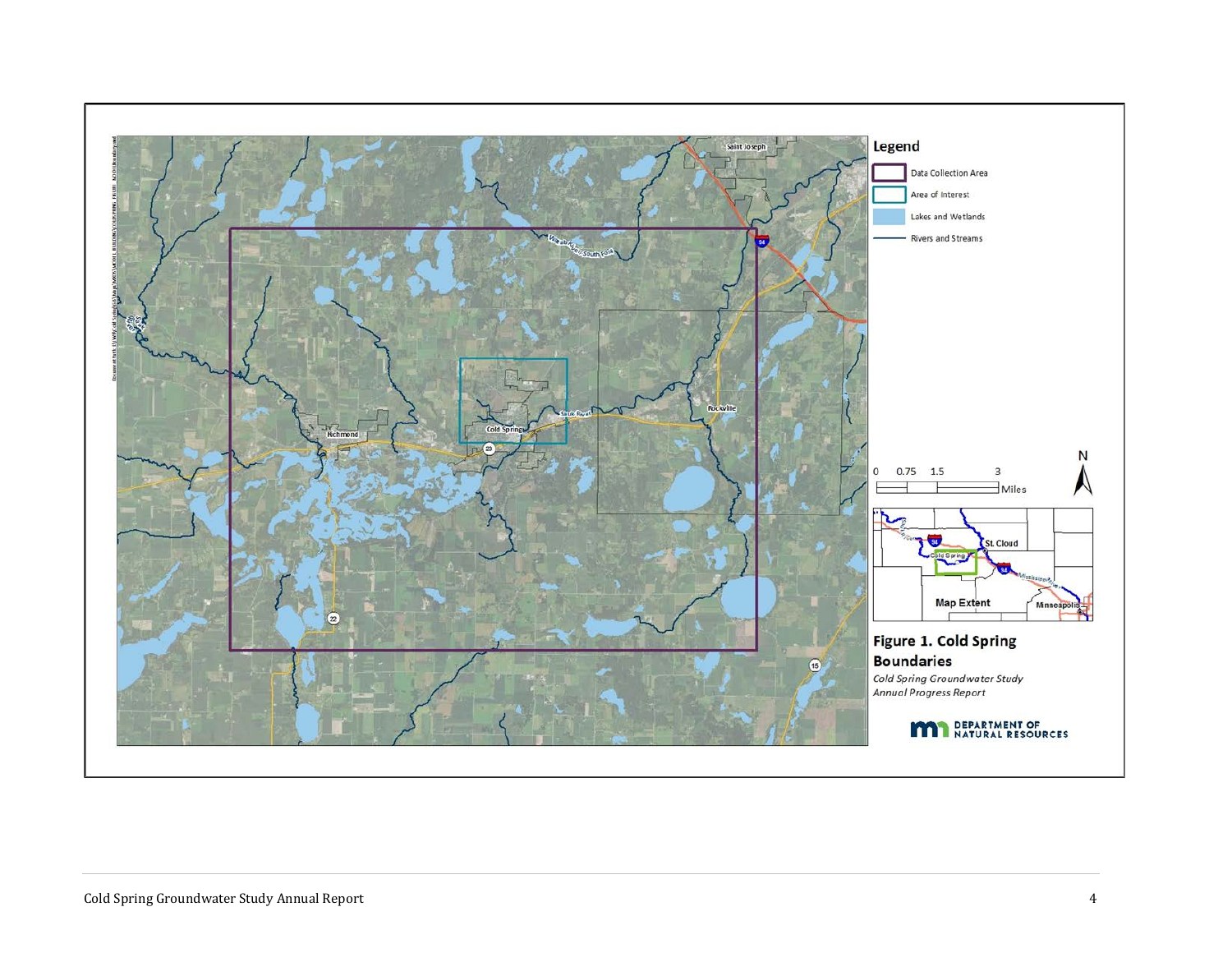Legend

Data Collection Area

Area of Interest

Lakes and Wetlands

Rivers and Streams

Saint Joseph

Richmond

Cold Spring

Rockville

Sauk River

Watab River, South Fork

0 0.75 1.5 3 Miles

N

St. Cloud

Cold Spring

Map Extent

Minneapolis

**Figure 1. Cold Spring Boundaries**

*Cold Spring Groundwater Study Annual Progress Report*

DEPARTMENT OF NATURAL RESOURCES